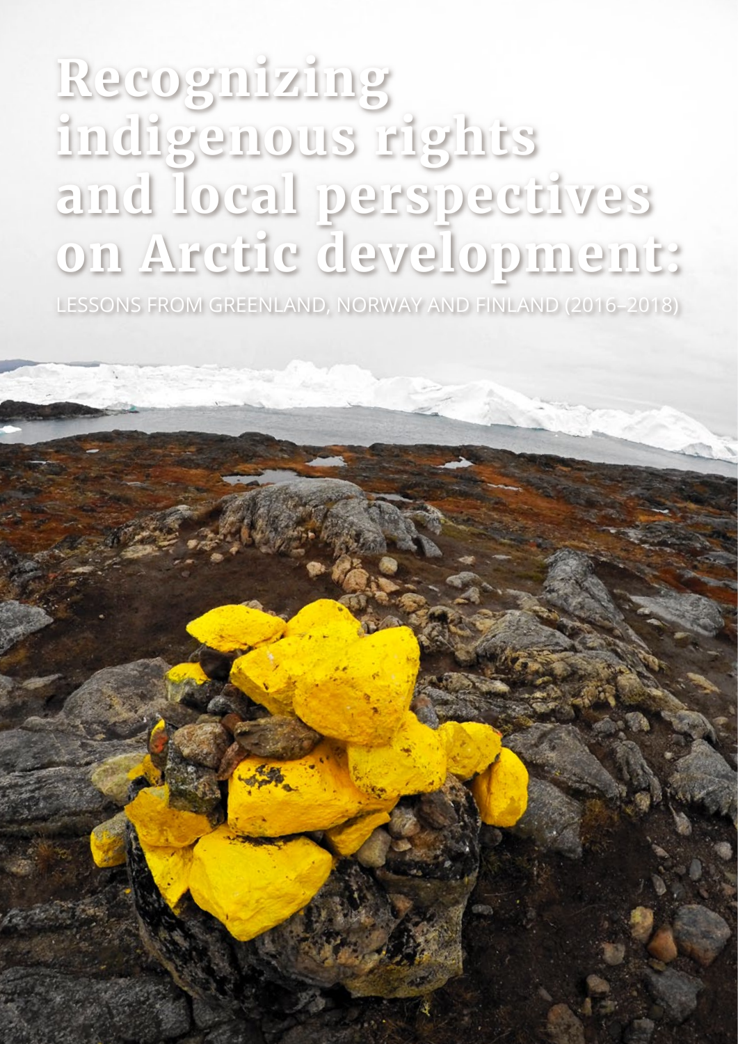# Recognizing indigenous rights and local perspectives on Arctic development:

LESSONS FROM GREENLAND, NORWAY AND FINLAND (2016–2018)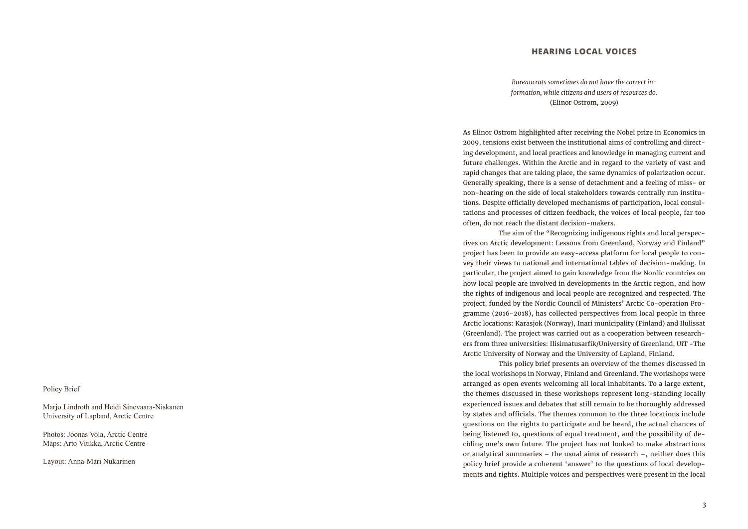Policy Brief

Marjo Lindroth and Heidi Sinevaara-Niskanen
University of Lapland, Arctic Centre

Photos: Joonas Vola, Arctic Centre
Maps: Arto Vitikka, Arctic Centre

Layout: Anna-Mari Nukarinen

## HEARING LOCAL VOICES

*Bureaucrats sometimes do not have the correct information, while citizens and users of resources do.*
(Elinor Ostrom, 2009)

As Elinor Ostrom highlighted after receiving the Nobel prize in Economics in 2009, tensions exist between the institutional aims of controlling and directing development, and local practices and knowledge in managing current and future challenges. Within the Arctic and in regard to the variety of vast and rapid changes that are taking place, the same dynamics of polarization occur. Generally speaking, there is a sense of detachment and a feeling of miss- or non-hearing on the side of local stakeholders towards centrally run institutions. Despite officially developed mechanisms of participation, local consultations and processes of citizen feedback, the voices of local people, far too often, do not reach the distant decision-makers.

The aim of the "Recognizing indigenous rights and local perspectives on Arctic development: Lessons from Greenland, Norway and Finland" project has been to provide an easy-access platform for local people to convey their views to national and international tables of decision-making. In particular, the project aimed to gain knowledge from the Nordic countries on how local people are involved in developments in the Arctic region, and how the rights of indigenous and local people are recognized and respected. The project, funded by the Nordic Council of Ministers' Arctic Co-operation Programme (2016-2018), has collected perspectives from local people in three Arctic locations: Karasjok (Norway), Inari municipality (Finland) and Ilulissat (Greenland). The project was carried out as a cooperation between researchers from three universities: Ilisimatusarfik/University of Greenland, UiT -The Arctic University of Norway and the University of Lapland, Finland.

This policy brief presents an overview of the themes discussed in the local workshops in Norway, Finland and Greenland. The workshops were arranged as open events welcoming all local inhabitants. To a large extent, the themes discussed in these workshops represent long-standing locally experienced issues and debates that still remain to be thoroughly addressed by states and officials. The themes common to the three locations include questions on the rights to participate and be heard, the actual chances of being listened to, questions of equal treatment, and the possibility of deciding one's own future. The project has not looked to make abstractions or analytical summaries – the usual aims of research –, neither does this policy brief provide a coherent 'answer' to the questions of local developments and rights. Multiple voices and perspectives were present in the local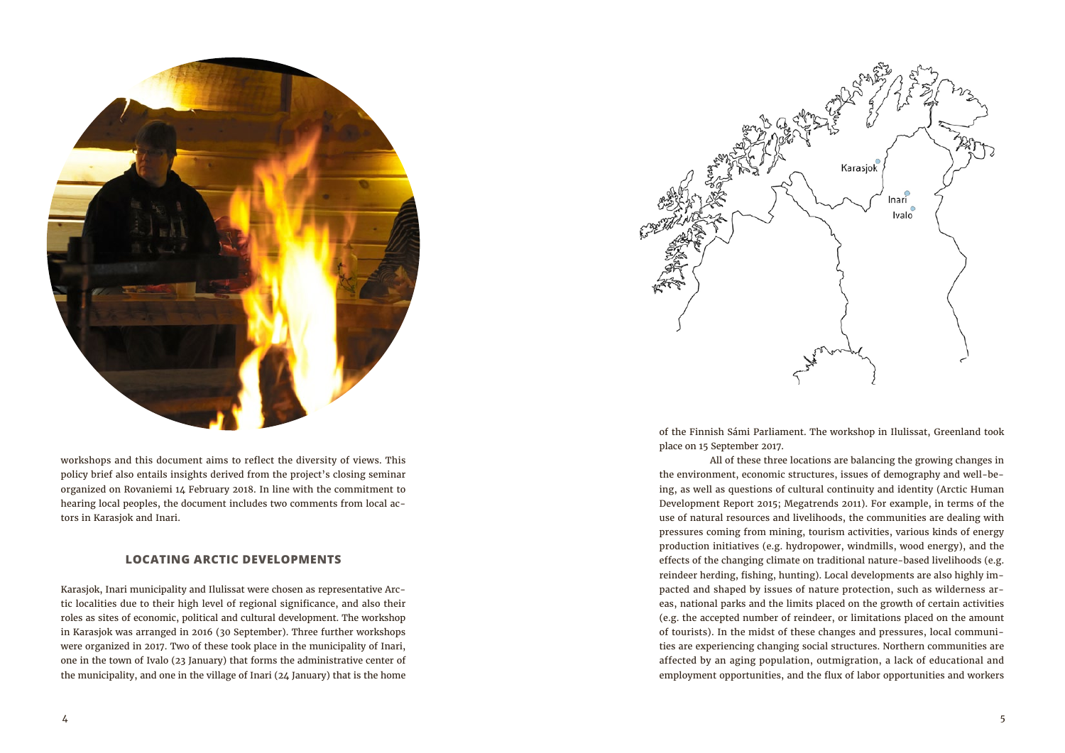workshops and this document aims to reflect the diversity of views. This policy brief also entails insights derived from the project's closing seminar organized on Rovaniemi 14 February 2018. In line with the commitment to hearing local peoples, the document includes two comments from local actors in Karasjok and Inari.

## LOCATING ARCTIC DEVELOPMENTS

Karasjok, Inari municipality and Ilulissat were chosen as representative Arctic localities due to their high level of regional significance, and also their roles as sites of economic, political and cultural development. The workshop in Karasjok was arranged in 2016 (30 September). Three further workshops were organized in 2017. Two of these took place in the municipality of Inari, one in the town of Ivalo (23 January) that forms the administrative center of the municipality, and one in the village of Inari (24 January) that is the home of the Finnish Sámi Parliament. The workshop in Ilulissat, Greenland took place on 15 September 2017.

All of these three locations are balancing the growing changes in the environment, economic structures, issues of demography and well-being, as well as questions of cultural continuity and identity (Arctic Human Development Report 2015; Megatrends 2011). For example, in terms of the use of natural resources and livelihoods, the communities are dealing with pressures coming from mining, tourism activities, various kinds of energy production initiatives (e.g. hydropower, windmills, wood energy), and the effects of the changing climate on traditional nature-based livelihoods (e.g. reindeer herding, fishing, hunting). Local developments are also highly impacted and shaped by issues of nature protection, such as wilderness areas, national parks and the limits placed on the growth of certain activities (e.g. the accepted number of reindeer, or limitations placed on the amount of tourists). In the midst of these changes and pressures, local communities are experiencing changing social structures. Northern communities are affected by an aging population, outmigration, a lack of educational and employment opportunities, and the flux of labor opportunities and workers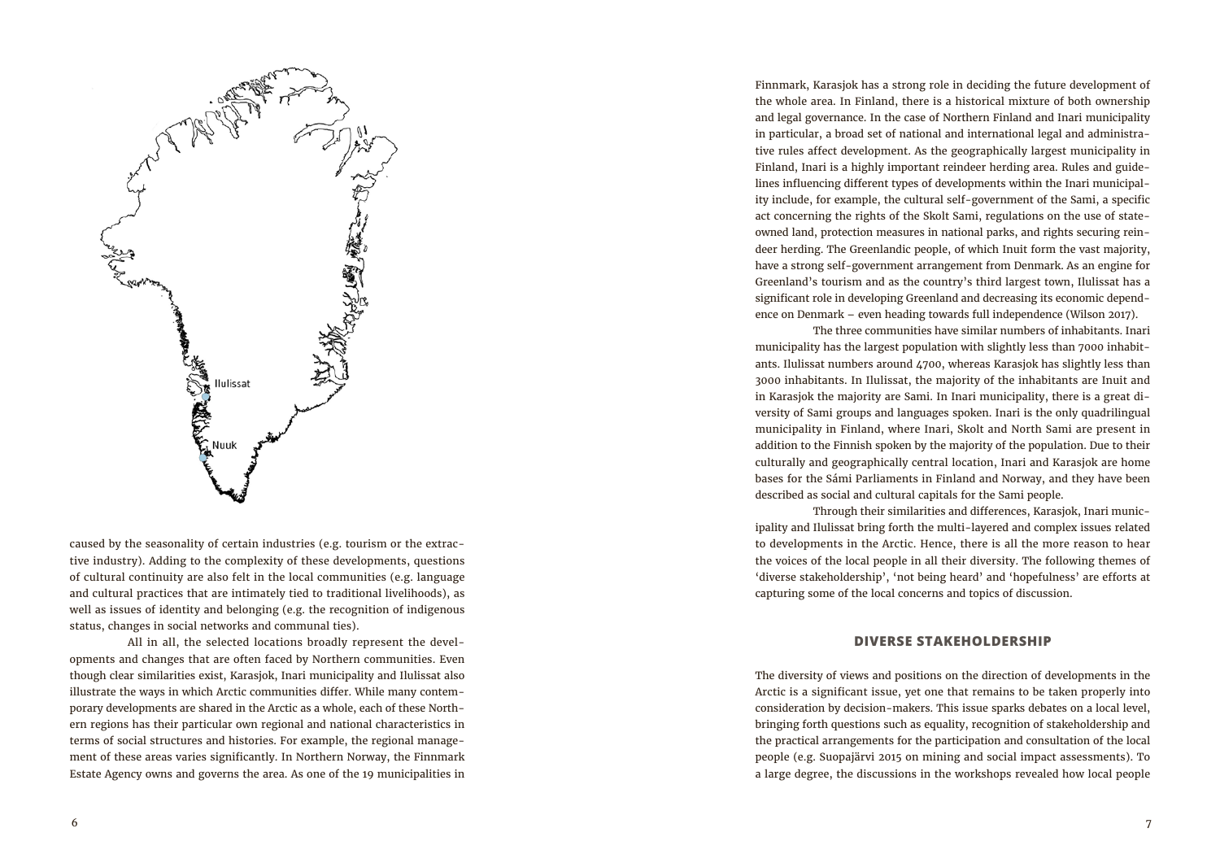caused by the seasonality of certain industries (e.g. tourism or the extractive industry). Adding to the complexity of these developments, questions of cultural continuity are also felt in the local communities (e.g. language and cultural practices that are intimately tied to traditional livelihoods), as well as issues of identity and belonging (e.g. the recognition of indigenous status, changes in social networks and communal ties).

All in all, the selected locations broadly represent the developments and changes that are often faced by Northern communities. Even though clear similarities exist, Karasjok, Inari municipality and Ilulissat also illustrate the ways in which Arctic communities differ. While many contemporary developments are shared in the Arctic as a whole, each of these Northern regions has their particular own regional and national characteristics in terms of social structures and histories. For example, the regional management of these areas varies significantly. In Northern Norway, the Finnmark Estate Agency owns and governs the area. As one of the 19 municipalities in Finnmark, Karasjok has a strong role in deciding the future development of the whole area. In Finland, there is a historical mixture of both ownership and legal governance. In the case of Northern Finland and Inari municipality in particular, a broad set of national and international legal and administrative rules affect development. As the geographically largest municipality in Finland, Inari is a highly important reindeer herding area. Rules and guidelines influencing different types of developments within the Inari municipality include, for example, the cultural self-government of the Sami, a specific act concerning the rights of the Skolt Sami, regulations on the use of state-owned land, protection measures in national parks, and rights securing reindeer herding. The Greenlandic people, of which Inuit form the vast majority, have a strong self-government arrangement from Denmark. As an engine for Greenland's tourism and as the country's third largest town, Ilulissat has a significant role in developing Greenland and decreasing its economic dependence on Denmark – even heading towards full independence (Wilson 2017).

The three communities have similar numbers of inhabitants. Inari municipality has the largest population with slightly less than 7000 inhabitants. Ilulissat numbers around 4700, whereas Karasjok has slightly less than 3000 inhabitants. In Ilulissat, the majority of the inhabitants are Inuit and in Karasjok the majority are Sami. In Inari municipality, there is a great diversity of Sami groups and languages spoken. Inari is the only quadrilingual municipality in Finland, where Inari, Skolt and North Sami are present in addition to the Finnish spoken by the majority of the population. Due to their culturally and geographically central location, Inari and Karasjok are home bases for the Sámi Parliaments in Finland and Norway, and they have been described as social and cultural capitals for the Sami people.

Through their similarities and differences, Karasjok, Inari municipality and Ilulissat bring forth the multi-layered and complex issues related to developments in the Arctic. Hence, there is all the more reason to hear the voices of the local people in all their diversity. The following themes of 'diverse stakeholdership', 'not being heard' and 'hopefulness' are efforts at capturing some of the local concerns and topics of discussion.

## DIVERSE STAKEHOLDERSHIP

The diversity of views and positions on the direction of developments in the Arctic is a significant issue, yet one that remains to be taken properly into consideration by decision-makers. This issue sparks debates on a local level, bringing forth questions such as equality, recognition of stakeholdership and the practical arrangements for the participation and consultation of the local people (e.g. Suopajärvi 2015 on mining and social impact assessments). To a large degree, the discussions in the workshops revealed how local people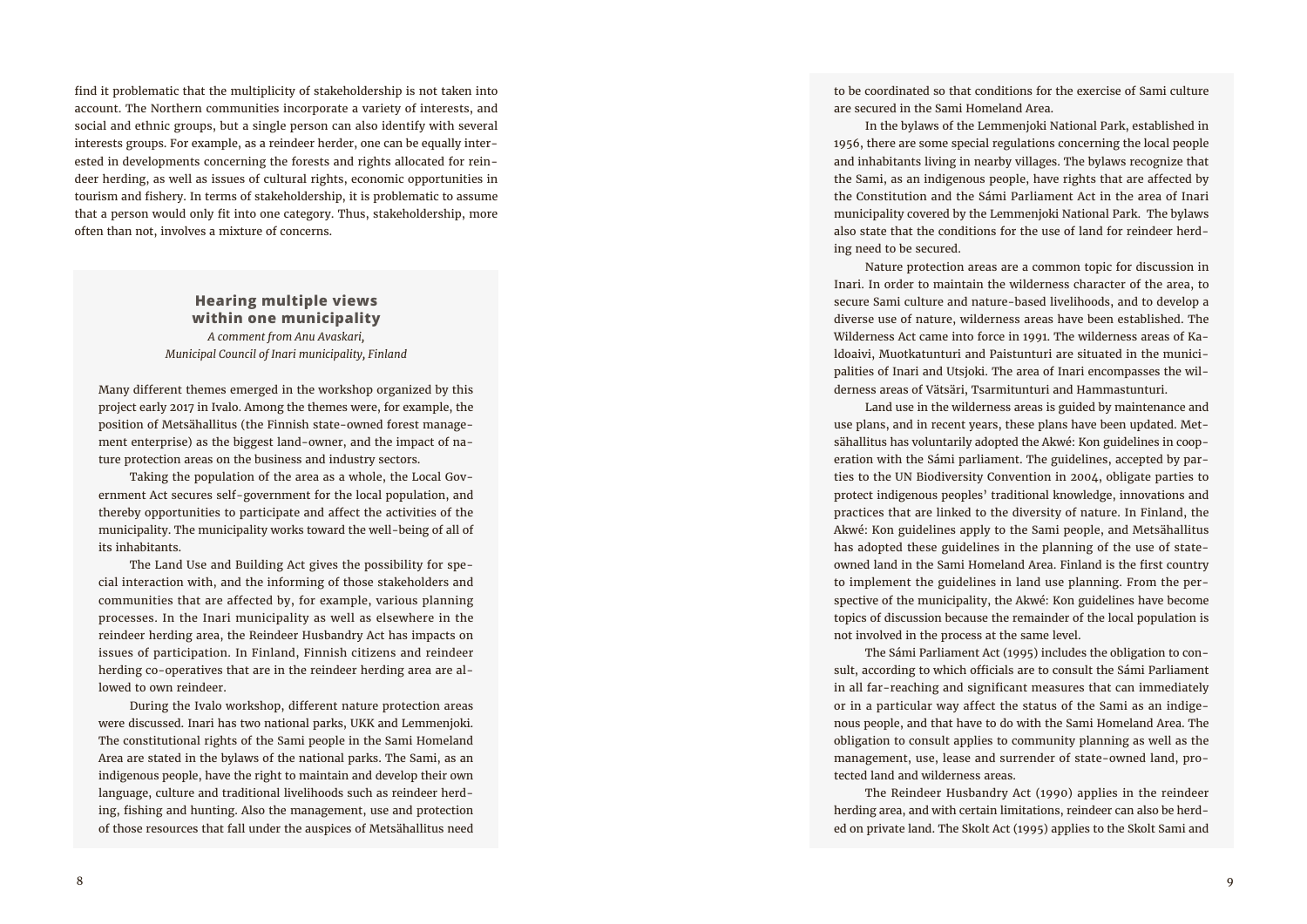find it problematic that the multiplicity of stakeholdership is not taken into account. The Northern communities incorporate a variety of interests, and social and ethnic groups, but a single person can also identify with several interests groups. For example, as a reindeer herder, one can be equally interested in developments concerning the forests and rights allocated for reindeer herding, as well as issues of cultural rights, economic opportunities in tourism and fishery. In terms of stakeholdership, it is problematic to assume that a person would only fit into one category. Thus, stakeholdership, more often than not, involves a mixture of concerns.

### Hearing multiple views within one municipality

*A comment from Anu Avaskari, Municipal Council of Inari municipality, Finland*

Many different themes emerged in the workshop organized by this project early 2017 in Ivalo. Among the themes were, for example, the position of Metsähallitus (the Finnish state-owned forest management enterprise) as the biggest land-owner, and the impact of nature protection areas on the business and industry sectors.

Taking the population of the area as a whole, the Local Government Act secures self-government for the local population, and thereby opportunities to participate and affect the activities of the municipality. The municipality works toward the well-being of all of its inhabitants.

The Land Use and Building Act gives the possibility for special interaction with, and the informing of those stakeholders and communities that are affected by, for example, various planning processes. In the Inari municipality as well as elsewhere in the reindeer herding area, the Reindeer Husbandry Act has impacts on issues of participation. In Finland, Finnish citizens and reindeer herding co-operatives that are in the reindeer herding area are allowed to own reindeer.

During the Ivalo workshop, different nature protection areas were discussed. Inari has two national parks, UKK and Lemmenjoki. The constitutional rights of the Sami people in the Sami Homeland Area are stated in the bylaws of the national parks. The Sami, as an indigenous people, have the right to maintain and develop their own language, culture and traditional livelihoods such as reindeer herding, fishing and hunting. Also the management, use and protection of those resources that fall under the auspices of Metsähallitus need to be coordinated so that conditions for the exercise of Sami culture are secured in the Sami Homeland Area.

In the bylaws of the Lemmenjoki National Park, established in 1956, there are some special regulations concerning the local people and inhabitants living in nearby villages. The bylaws recognize that the Sami, as an indigenous people, have rights that are affected by the Constitution and the Sámi Parliament Act in the area of Inari municipality covered by the Lemmenjoki National Park. The bylaws also state that the conditions for the use of land for reindeer herding need to be secured.

Nature protection areas are a common topic for discussion in Inari. In order to maintain the wilderness character of the area, to secure Sami culture and nature-based livelihoods, and to develop a diverse use of nature, wilderness areas have been established. The Wilderness Act came into force in 1991. The wilderness areas of Kaldoaivi, Muotkatunturi and Paistunturi are situated in the municipalities of Inari and Utsjoki. The area of Inari encompasses the wilderness areas of Vätsäri, Tsarmitunturi and Hammastunturi.

Land use in the wilderness areas is guided by maintenance and use plans, and in recent years, these plans have been updated. Metsähallitus has voluntarily adopted the Akwé: Kon guidelines in cooperation with the Sámi parliament. The guidelines, accepted by parties to the UN Biodiversity Convention in 2004, obligate parties to protect indigenous peoples' traditional knowledge, innovations and practices that are linked to the diversity of nature. In Finland, the Akwé: Kon guidelines apply to the Sami people, and Metsähallitus has adopted these guidelines in the planning of the use of state-owned land in the Sami Homeland Area. Finland is the first country to implement the guidelines in land use planning. From the perspective of the municipality, the Akwé: Kon guidelines have become topics of discussion because the remainder of the local population is not involved in the process at the same level.

The Sámi Parliament Act (1995) includes the obligation to consult, according to which officials are to consult the Sámi Parliament in all far-reaching and significant measures that can immediately or in a particular way affect the status of the Sami as an indigenous people, and that have to do with the Sami Homeland Area. The obligation to consult applies to community planning as well as the management, use, lease and surrender of state-owned land, protected land and wilderness areas.

The Reindeer Husbandry Act (1990) applies in the reindeer herding area, and with certain limitations, reindeer can also be herded on private land. The Skolt Act (1995) applies to the Skolt Sami and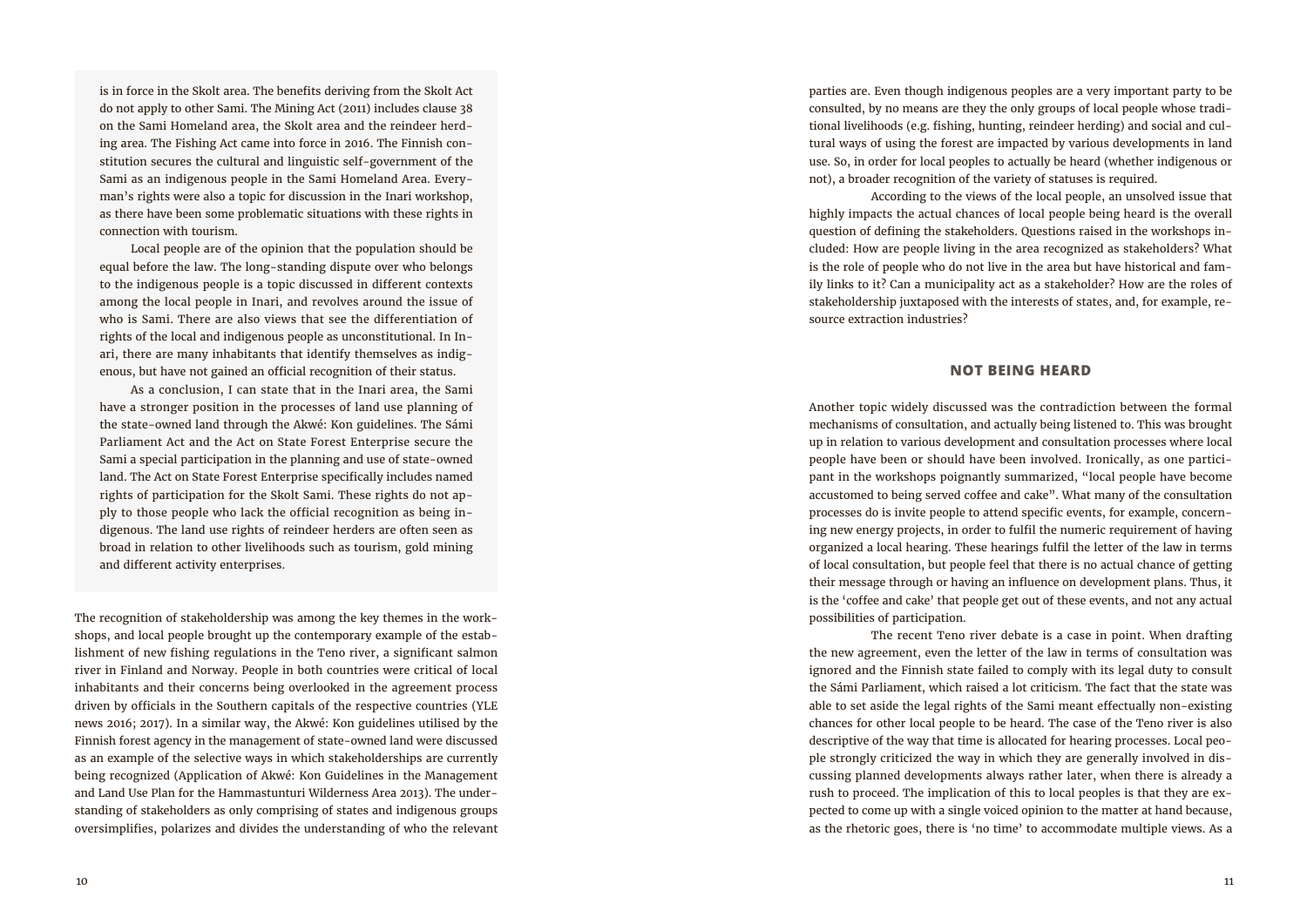is in force in the Skolt area. The benefits deriving from the Skolt Act do not apply to other Sami. The Mining Act (2011) includes clause 38 on the Sami Homeland area, the Skolt area and the reindeer herding area. The Fishing Act came into force in 2016. The Finnish constitution secures the cultural and linguistic self-government of the Sami as an indigenous people in the Sami Homeland Area. Everyman's rights were also a topic for discussion in the Inari workshop, as there have been some problematic situations with these rights in connection with tourism.

Local people are of the opinion that the population should be equal before the law. The long-standing dispute over who belongs to the indigenous people is a topic discussed in different contexts among the local people in Inari, and revolves around the issue of who is Sami. There are also views that see the differentiation of rights of the local and indigenous people as unconstitutional. In Inari, there are many inhabitants that identify themselves as indigenous, but have not gained an official recognition of their status.

As a conclusion, I can state that in the Inari area, the Sami have a stronger position in the processes of land use planning of the state-owned land through the Akwé: Kon guidelines. The Sámi Parliament Act and the Act on State Forest Enterprise secure the Sami a special participation in the planning and use of state-owned land. The Act on State Forest Enterprise specifically includes named rights of participation for the Skolt Sami. These rights do not apply to those people who lack the official recognition as being indigenous. The land use rights of reindeer herders are often seen as broad in relation to other livelihoods such as tourism, gold mining and different activity enterprises.

The recognition of stakeholdership was among the key themes in the workshops, and local people brought up the contemporary example of the establishment of new fishing regulations in the Teno river, a significant salmon river in Finland and Norway. People in both countries were critical of local inhabitants and their concerns being overlooked in the agreement process driven by officials in the Southern capitals of the respective countries (YLE news 2016; 2017). In a similar way, the Akwé: Kon guidelines utilised by the Finnish forest agency in the management of state-owned land were discussed as an example of the selective ways in which stakeholderships are currently being recognized (Application of Akwé: Kon Guidelines in the Management and Land Use Plan for the Hammastunturi Wilderness Area 2013). The understanding of stakeholders as only comprising of states and indigenous groups oversimplifies, polarizes and divides the understanding of who the relevant parties are. Even though indigenous peoples are a very important party to be consulted, by no means are they the only groups of local people whose traditional livelihoods (e.g. fishing, hunting, reindeer herding) and social and cultural ways of using the forest are impacted by various developments in land use. So, in order for local peoples to actually be heard (whether indigenous or not), a broader recognition of the variety of statuses is required.

According to the views of the local people, an unsolved issue that highly impacts the actual chances of local people being heard is the overall question of defining the stakeholders. Questions raised in the workshops included: How are people living in the area recognized as stakeholders? What is the role of people who do not live in the area but have historical and family links to it? Can a municipality act as a stakeholder? How are the roles of stakeholdership juxtaposed with the interests of states, and, for example, resource extraction industries?

## NOT BEING HEARD

Another topic widely discussed was the contradiction between the formal mechanisms of consultation, and actually being listened to. This was brought up in relation to various development and consultation processes where local people have been or should have been involved. Ironically, as one participant in the workshops poignantly summarized, "local people have become accustomed to being served coffee and cake". What many of the consultation processes do is invite people to attend specific events, for example, concerning new energy projects, in order to fulfil the numeric requirement of having organized a local hearing. These hearings fulfil the letter of the law in terms of local consultation, but people feel that there is no actual chance of getting their message through or having an influence on development plans. Thus, it is the 'coffee and cake' that people get out of these events, and not any actual possibilities of participation.

The recent Teno river debate is a case in point. When drafting the new agreement, even the letter of the law in terms of consultation was ignored and the Finnish state failed to comply with its legal duty to consult the Sámi Parliament, which raised a lot criticism. The fact that the state was able to set aside the legal rights of the Sami meant effectually non-existing chances for other local people to be heard. The case of the Teno river is also descriptive of the way that time is allocated for hearing processes. Local people strongly criticized the way in which they are generally involved in discussing planned developments always rather later, when there is already a rush to proceed. The implication of this to local peoples is that they are expected to come up with a single voiced opinion to the matter at hand because, as the rhetoric goes, there is 'no time' to accommodate multiple views. As a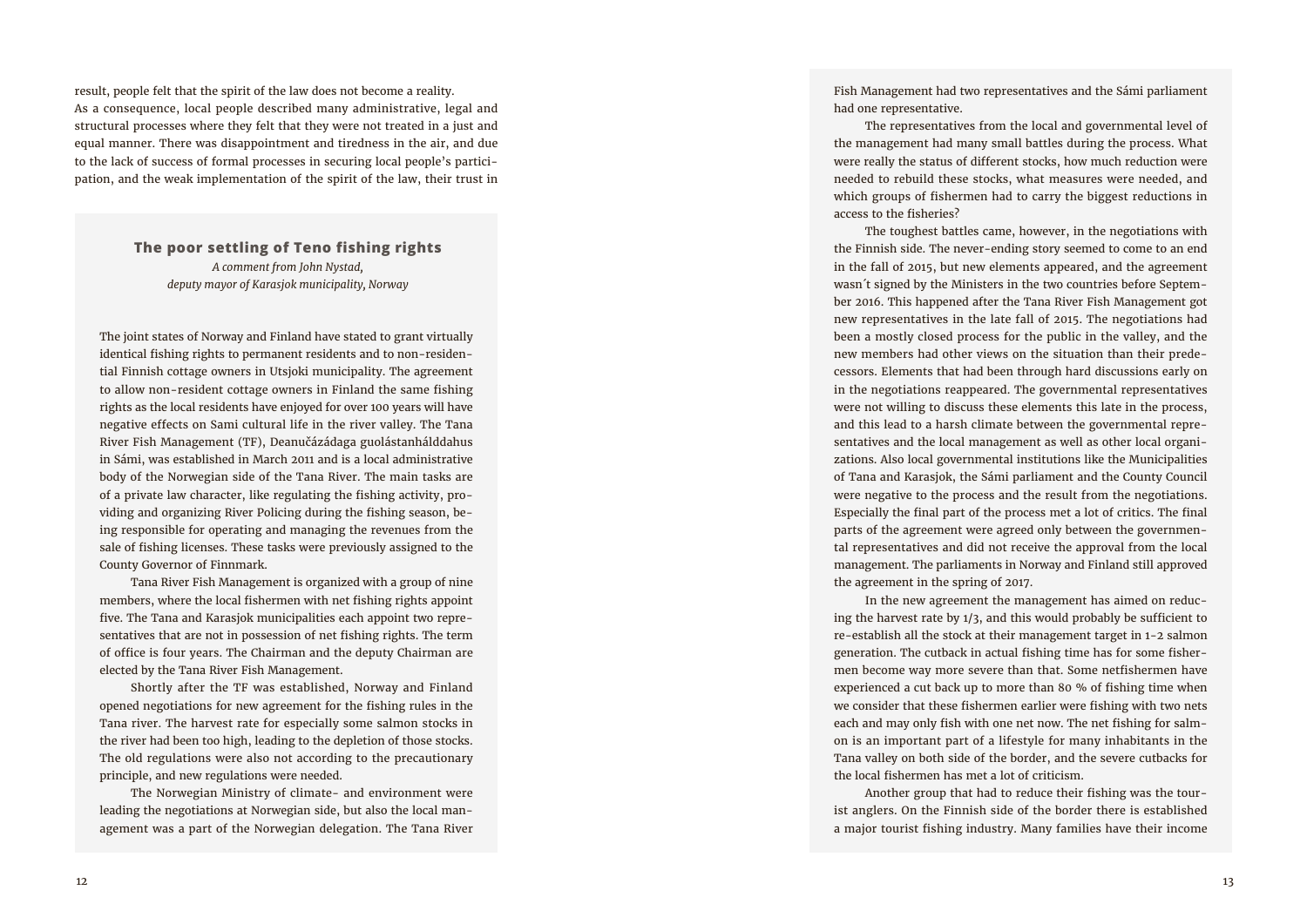result, people felt that the spirit of the law does not become a reality. As a consequence, local people described many administrative, legal and structural processes where they felt that they were not treated in a just and equal manner. There was disappointment and tiredness in the air, and due to the lack of success of formal processes in securing local people's participation, and the weak implementation of the spirit of the law, their trust in

### The poor settling of Teno fishing rights

*A comment from John Nystad, deputy mayor of Karasjok municipality, Norway*

The joint states of Norway and Finland have stated to grant virtually identical fishing rights to permanent residents and to non-residential Finnish cottage owners in Utsjoki municipality. The agreement to allow non-resident cottage owners in Finland the same fishing rights as the local residents have enjoyed for over 100 years will have negative effects on Sami cultural life in the river valley. The Tana River Fish Management (TF), Deanučázádaga guolástanhálddahus in Sámi, was established in March 2011 and is a local administrative body of the Norwegian side of the Tana River. The main tasks are of a private law character, like regulating the fishing activity, providing and organizing River Policing during the fishing season, being responsible for operating and managing the revenues from the sale of fishing licenses. These tasks were previously assigned to the County Governor of Finnmark.

Tana River Fish Management is organized with a group of nine members, where the local fishermen with net fishing rights appoint five. The Tana and Karasjok municipalities each appoint two representatives that are not in possession of net fishing rights. The term of office is four years. The Chairman and the deputy Chairman are elected by the Tana River Fish Management.

Shortly after the TF was established, Norway and Finland opened negotiations for new agreement for the fishing rules in the Tana river. The harvest rate for especially some salmon stocks in the river had been too high, leading to the depletion of those stocks. The old regulations were also not according to the precautionary principle, and new regulations were needed.

The Norwegian Ministry of climate- and environment were leading the negotiations at Norwegian side, but also the local management was a part of the Norwegian delegation. The Tana River Fish Management had two representatives and the Sámi parliament had one representative.

The representatives from the local and governmental level of the management had many small battles during the process. What were really the status of different stocks, how much reduction were needed to rebuild these stocks, what measures were needed, and which groups of fishermen had to carry the biggest reductions in access to the fisheries?

The toughest battles came, however, in the negotiations with the Finnish side. The never-ending story seemed to come to an end in the fall of 2015, but new elements appeared, and the agreement wasn´t signed by the Ministers in the two countries before September 2016. This happened after the Tana River Fish Management got new representatives in the late fall of 2015. The negotiations had been a mostly closed process for the public in the valley, and the new members had other views on the situation than their predecessors. Elements that had been through hard discussions early on in the negotiations reappeared. The governmental representatives were not willing to discuss these elements this late in the process, and this lead to a harsh climate between the governmental representatives and the local management as well as other local organizations. Also local governmental institutions like the Municipalities of Tana and Karasjok, the Sámi parliament and the County Council were negative to the process and the result from the negotiations. Especially the final part of the process met a lot of critics. The final parts of the agreement were agreed only between the governmental representatives and did not receive the approval from the local management. The parliaments in Norway and Finland still approved the agreement in the spring of 2017.

In the new agreement the management has aimed on reducing the harvest rate by 1/3, and this would probably be sufficient to re-establish all the stock at their management target in 1-2 salmon generation. The cutback in actual fishing time has for some fishermen become way more severe than that. Some netfishermen have experienced a cut back up to more than 80 % of fishing time when we consider that these fishermen earlier were fishing with two nets each and may only fish with one net now. The net fishing for salmon is an important part of a lifestyle for many inhabitants in the Tana valley on both side of the border, and the severe cutbacks for the local fishermen has met a lot of criticism.

Another group that had to reduce their fishing was the tourist anglers. On the Finnish side of the border there is established a major tourist fishing industry. Many families have their income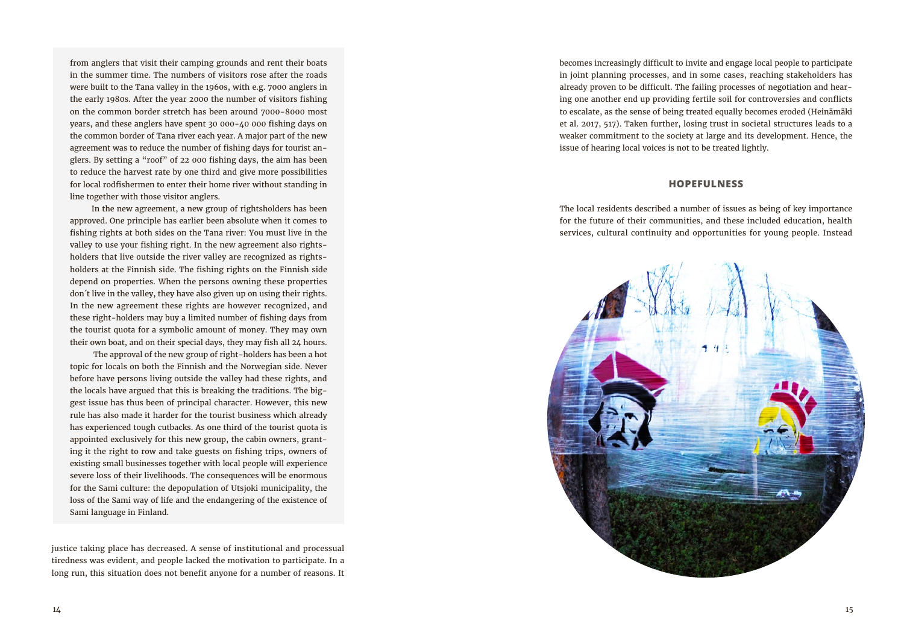from anglers that visit their camping grounds and rent their boats in the summer time. The numbers of visitors rose after the roads were built to the Tana valley in the 1960s, with e.g. 7000 anglers in the early 1980s. After the year 2000 the number of visitors fishing on the common border stretch has been around 7000-8000 most years, and these anglers have spent 30 000-40 000 fishing days on the common border of Tana river each year. A major part of the new agreement was to reduce the number of fishing days for tourist anglers. By setting a "roof" of 22 000 fishing days, the aim has been to reduce the harvest rate by one third and give more possibilities for local rodfishermen to enter their home river without standing in line together with those visitor anglers.

In the new agreement, a new group of rightsholders has been approved. One principle has earlier been absolute when it comes to fishing rights at both sides on the Tana river: You must live in the valley to use your fishing right. In the new agreement also rightsholders that live outside the river valley are recognized as rightsholders at the Finnish side. The fishing rights on the Finnish side depend on properties. When the persons owning these properties don´t live in the valley, they have also given up on using their rights. In the new agreement these rights are however recognized, and these right-holders may buy a limited number of fishing days from the tourist quota for a symbolic amount of money. They may own their own boat, and on their special days, they may fish all 24 hours.

The approval of the new group of right-holders has been a hot topic for locals on both the Finnish and the Norwegian side. Never before have persons living outside the valley had these rights, and the locals have argued that this is breaking the traditions. The biggest issue has thus been of principal character. However, this new rule has also made it harder for the tourist business which already has experienced tough cutbacks. As one third of the tourist quota is appointed exclusively for this new group, the cabin owners, granting it the right to row and take guests on fishing trips, owners of existing small businesses together with local people will experience severe loss of their livelihoods. The consequences will be enormous for the Sami culture: the depopulation of Utsjoki municipality, the loss of the Sami way of life and the endangering of the existence of Sami language in Finland.

justice taking place has decreased. A sense of institutional and processual tiredness was evident, and people lacked the motivation to participate. In a long run, this situation does not benefit anyone for a number of reasons. It becomes increasingly difficult to invite and engage local people to participate in joint planning processes, and in some cases, reaching stakeholders has already proven to be difficult. The failing processes of negotiation and hearing one another end up providing fertile soil for controversies and conflicts to escalate, as the sense of being treated equally becomes eroded (Heinämäki et al. 2017, 517). Taken further, losing trust in societal structures leads to a weaker commitment to the society at large and its development. Hence, the issue of hearing local voices is not to be treated lightly.

## HOPEFULNESS

The local residents described a number of issues as being of key importance for the future of their communities, and these included education, health services, cultural continuity and opportunities for young people. Instead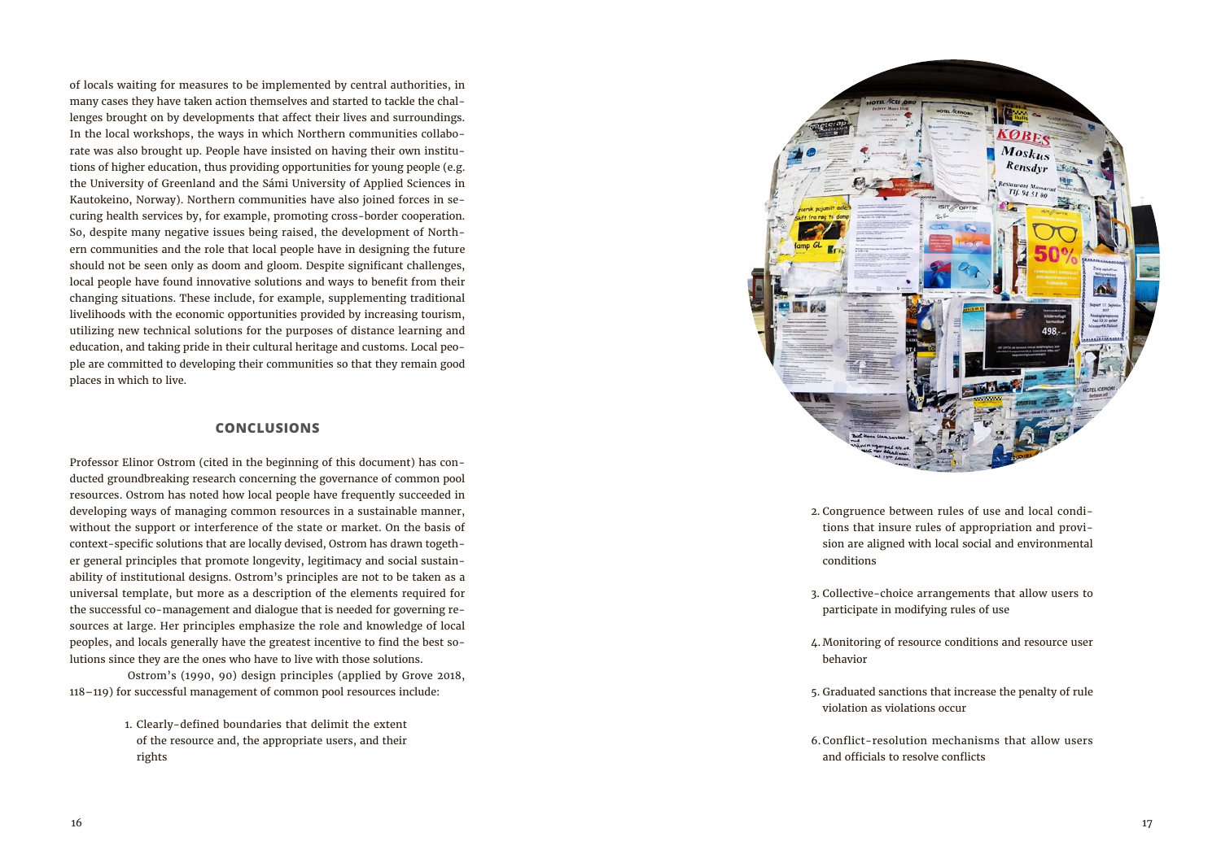of locals waiting for measures to be implemented by central authorities, in many cases they have taken action themselves and started to tackle the challenges brought on by developments that affect their lives and surroundings. In the local workshops, the ways in which Northern communities collaborate was also brought up. People have insisted on having their own institutions of higher education, thus providing opportunities for young people (e.g. the University of Greenland and the Sámi University of Applied Sciences in Kautokeino, Norway). Northern communities have also joined forces in securing health services by, for example, promoting cross-border cooperation. So, despite many negative issues being raised, the development of Northern communities and the role that local people have in designing the future should not be seen only as doom and gloom. Despite significant challenges, local people have found innovative solutions and ways to benefit from their changing situations. These include, for example, supplementing traditional livelihoods with the economic opportunities provided by increasing tourism, utilizing new technical solutions for the purposes of distance learning and education, and taking pride in their cultural heritage and customs. Local people are committed to developing their communities so that they remain good places in which to live.

## CONCLUSIONS

Professor Elinor Ostrom (cited in the beginning of this document) has conducted groundbreaking research concerning the governance of common pool resources. Ostrom has noted how local people have frequently succeeded in developing ways of managing common resources in a sustainable manner, without the support or interference of the state or market. On the basis of context-specific solutions that are locally devised, Ostrom has drawn together general principles that promote longevity, legitimacy and social sustainability of institutional designs. Ostrom's principles are not to be taken as a universal template, but more as a description of the elements required for the successful co-management and dialogue that is needed for governing resources at large. Her principles emphasize the role and knowledge of local peoples, and locals generally have the greatest incentive to find the best solutions since they are the ones who have to live with those solutions.

Ostrom's (1990, 90) design principles (applied by Grove 2018, 118–119) for successful management of common pool resources include:

1. Clearly-defined boundaries that delimit the extent of the resource and, the appropriate users, and their rights
2. Congruence between rules of use and local conditions that insure rules of appropriation and provision are aligned with local social and environmental conditions
3. Collective-choice arrangements that allow users to participate in modifying rules of use
4. Monitoring of resource conditions and resource user behavior
5. Graduated sanctions that increase the penalty of rule violation as violations occur
6. Conflict-resolution mechanisms that allow users and officials to resolve conflicts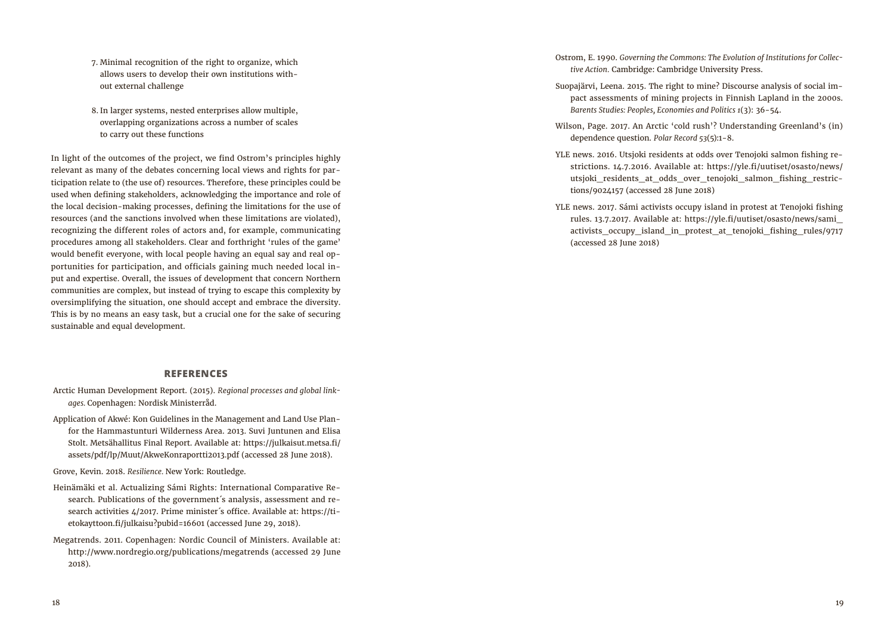7. Minimal recognition of the right to organize, which allows users to develop their own institutions without external challenge

8. In larger systems, nested enterprises allow multiple, overlapping organizations across a number of scales to carry out these functions

In light of the outcomes of the project, we find Ostrom's principles highly relevant as many of the debates concerning local views and rights for participation relate to (the use of) resources. Therefore, these principles could be used when defining stakeholders, acknowledging the importance and role of the local decision-making processes, defining the limitations for the use of resources (and the sanctions involved when these limitations are violated), recognizing the different roles of actors and, for example, communicating procedures among all stakeholders. Clear and forthright 'rules of the game' would benefit everyone, with local people having an equal say and real opportunities for participation, and officials gaining much needed local input and expertise. Overall, the issues of development that concern Northern communities are complex, but instead of trying to escape this complexity by oversimplifying the situation, one should accept and embrace the diversity. This is by no means an easy task, but a crucial one for the sake of securing sustainable and equal development.

## REFERENCES

Arctic Human Development Report. (2015). *Regional processes and global linkages.* Copenhagen: Nordisk Ministerråd.

Application of Akwé: Kon Guidelines in the Management and Land Use Planfor the Hammastunturi Wilderness Area. 2013. Suvi Juntunen and Elisa Stolt. Metsähallitus Final Report. Available at: https://julkaisut.metsa.fi/assets/pdf/lp/Muut/AkweKonraportti2013.pdf (accessed 28 June 2018).

Grove, Kevin. 2018. *Resilience.* New York: Routledge.

Heinämäki et al. Actualizing Sámi Rights: International Comparative Research. Publications of the government´s analysis, assessment and research activities 4/2017. Prime minister´s office. Available at: https://tietokayttoon.fi/julkaisu?pubid=16601 (accessed June 29, 2018).

Megatrends. 2011. Copenhagen: Nordic Council of Ministers. Available at: http://www.nordregio.org/publications/megatrends (accessed 29 June 2018).

Ostrom, E. 1990. *Governing the Commons: The Evolution of Institutions for Collective Action.* Cambridge: Cambridge University Press.

Suopajärvi, Leena. 2015. The right to mine? Discourse analysis of social impact assessments of mining projects in Finnish Lapland in the 2000s. *Barents Studies: Peoples, Economies and Politics 1*(3): 36-54.

Wilson, Page. 2017. An Arctic 'cold rush'? Understanding Greenland's (in) dependence question. *Polar Record 53*(5):1-8.

YLE news. 2016. Utsjoki residents at odds over Tenojoki salmon fishing restrictions. 14.7.2016. Available at: https://yle.fi/uutiset/osasto/news/utsjoki_residents_at_odds_over_tenojoki_salmon_fishing_restrictions/9024157 (accessed 28 June 2018)

YLE news. 2017. Sámi activists occupy island in protest at Tenojoki fishing rules. 13.7.2017. Available at: https://yle.fi/uutiset/osasto/news/sami_activists_occupy_island_in_protest_at_tenojoki_fishing_rules/9717 (accessed 28 June 2018)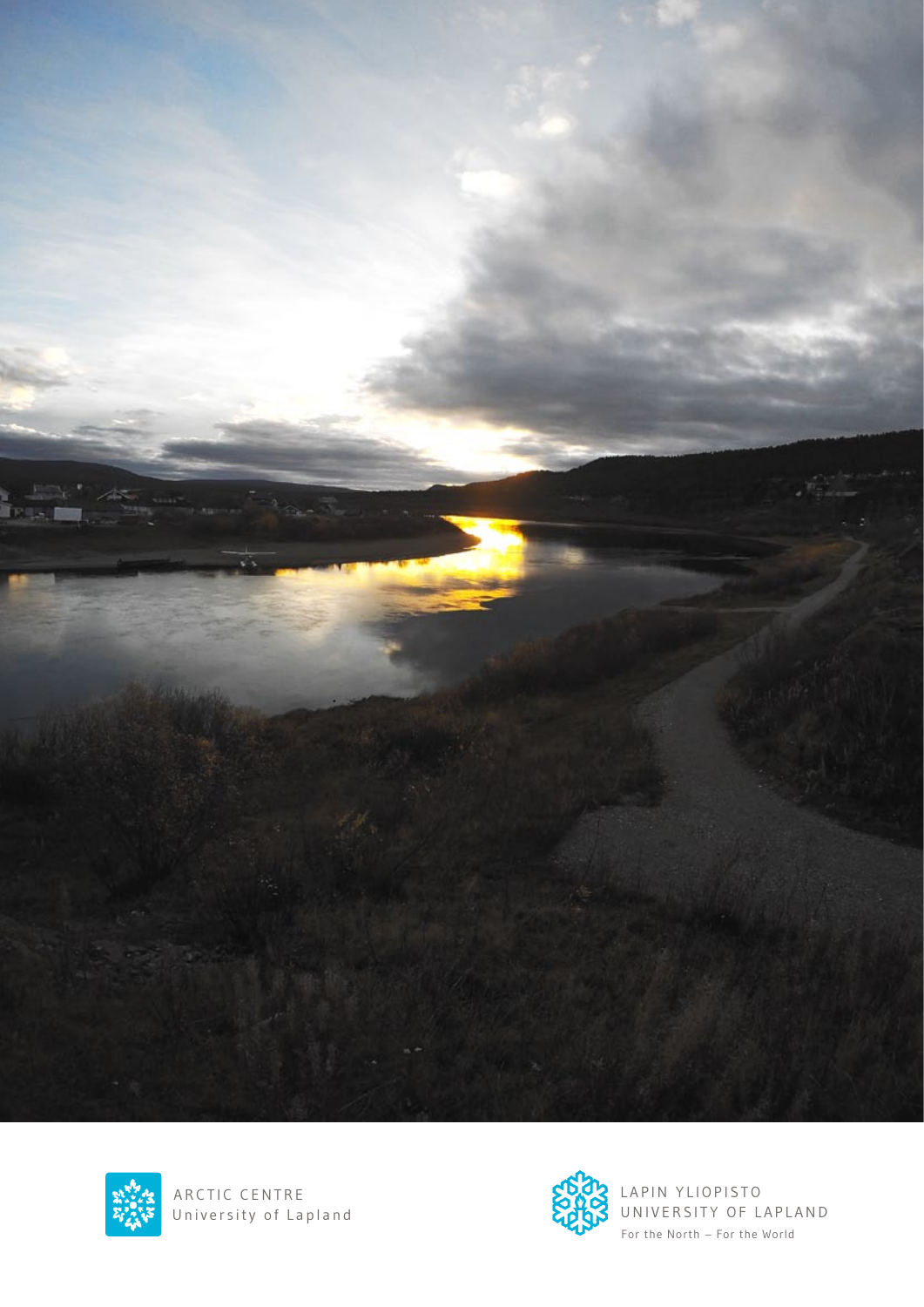ARCTIC CENTRE
University of Lapland

LAPIN YLIOPISTO
UNIVERSITY OF LAPLAND
For the North – For the World